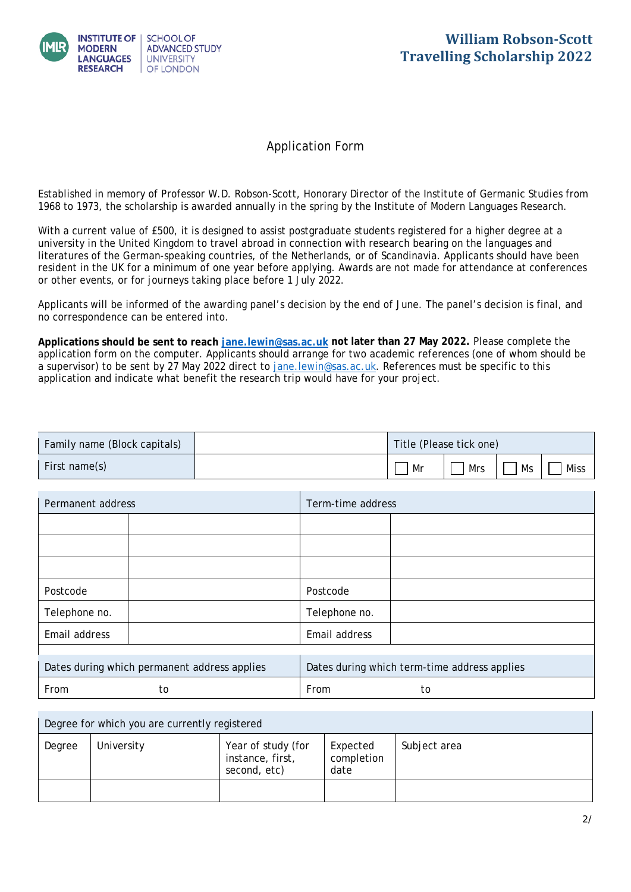INSTITUTE OF MODERN LANGUAGES RESEARCH | SCHOOL OF ADVANCED STUDY UNIVERSITY OF LONDON

# William Robson-Scott Travelling Scholarship 2022

## Application Form

Established in memory of Professor W.D. Robson-Scott, Honorary Director of the Institute of Germanic Studies from 1968 to 1973, the scholarship is awarded annually in the spring by the Institute of Modern Languages Research.

With a current value of £500, it is designed to assist postgraduate students registered for a higher degree at a university in the United Kingdom to travel abroad in connection with research bearing on the languages and literatures of the German-speaking countries, of the Netherlands, or of Scandinavia. Applicants should have been resident in the UK for a minimum of one year before applying. Awards are not made for attendance at conferences or other events, or for journeys taking place before 1 July 2022.

Applicants will be informed of the awarding panel's decision by the end of June. The panel's decision is final, and no correspondence can be entered into.

**Applications should be sent to reach jane.lewin@sas.ac.uk not later than 27 May 2022.** Please complete the application form on the computer. Applicants should arrange for two academic references (one of whom should be a supervisor) to be sent by 27 May 2022 direct to jane.lewin@sas.ac.uk. References must be specific to this application and indicate what benefit the research trip would have for your project.

| Family name (Block capitals) | | Title (Please tick one) | | | |
|---|---|---|---|---|---|
| First name(s) | | ☐ Mr | ☐ Mrs | ☐ Ms | ☐ Miss |

| Permanent address | | Term-time address | |
|---|---|---|---|
| | | | |
| | | | |
| | | | |
| Postcode | | Postcode | |
| Telephone no. | | Telephone no. | |
| Email address | | Email address | |
| Dates during which permanent address applies | | Dates during which term-time address applies | |
| From    to | | From    to | |

| Degree for which you are currently registered | | | | |
|---|---|---|---|---|
| Degree | University | Year of study (for instance, first, second, etc) | Expected completion date | Subject area |
| | | | | |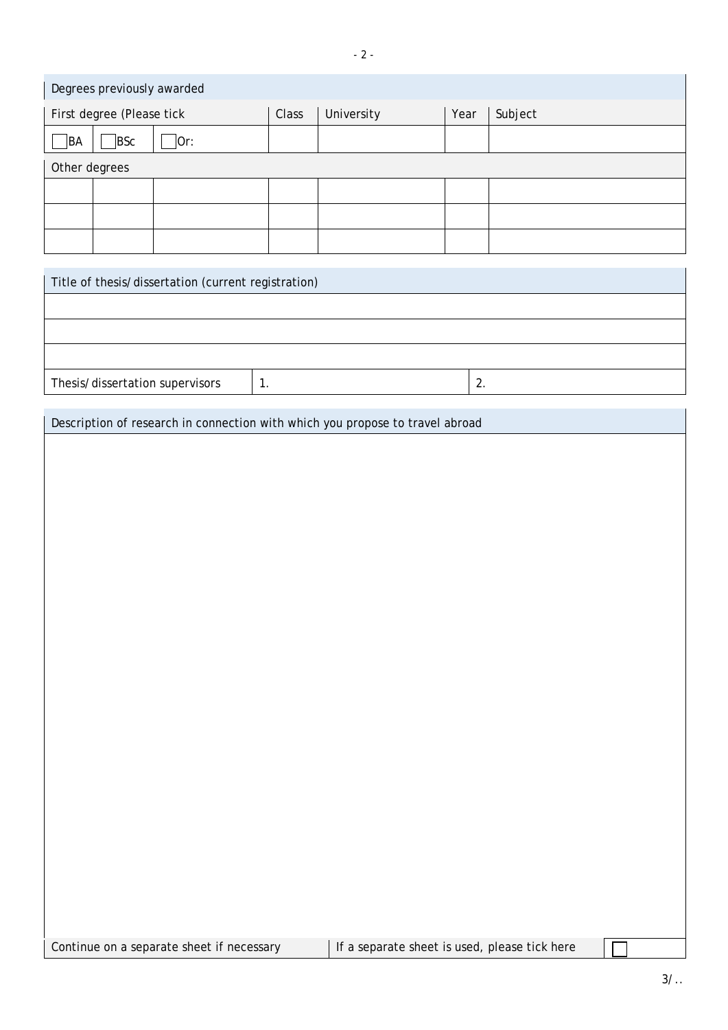## Degrees previously awarded

| First degree (Please tick | | | Class | University | Year | Subject |
|---|---|---|---|---|---|---|
| ☐ BA | ☐ BSc | ☐ Or: | | | | |
| Other degrees | | | | | | |
| | | | | | | |
| | | | | | | |
| | | | | | | |

## Title of thesis/dissertation (current registration)

| | | |
|---|---|---|
| | | |
| | | |
| | | |
| Thesis/dissertation supervisors | 1. | 2. |

## Description of research in connection with which you propose to travel abroad

| Continue on a separate sheet if necessary | If a separate sheet is used, please tick here | ☐ |
|---|---|---|

3/..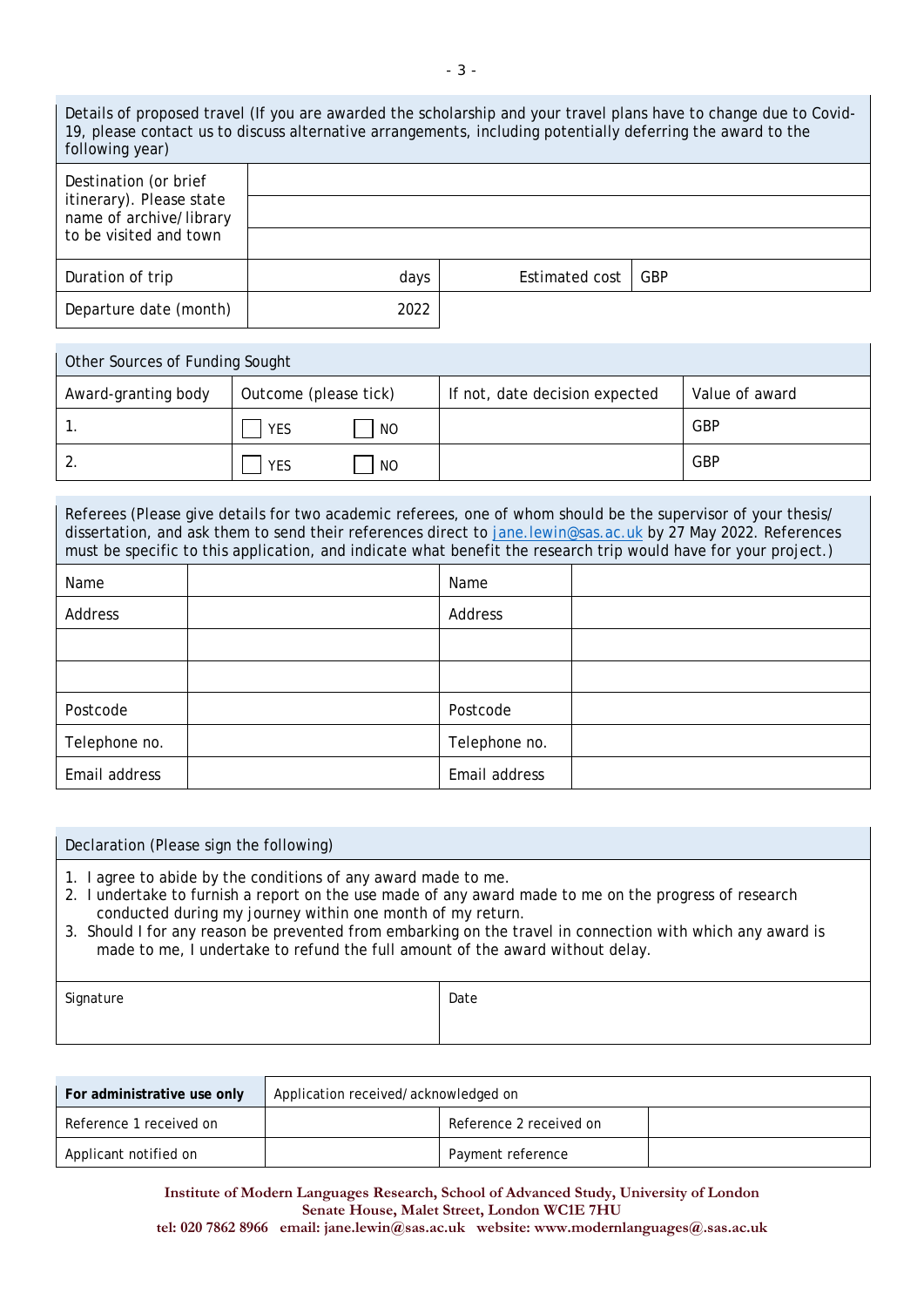| Details of proposed travel (If you are awarded the scholarship and your travel plans have to change due to Covid-19, please contact us to discuss alternative arrangements, including potentially deferring the award to the following year) | | | |
|---|---|---|---|
| Destination (or brief itinerary). Please state name of archive/library to be visited and town | | | |
| | | | |
| | | | |
| Duration of trip | days | Estimated cost | GBP |
| Departure date (month) | 2022 | | |

| Other Sources of Funding Sought | | | |
|---|---|---|---|
| Award-granting body | Outcome (please tick) | If not, date decision expected | Value of award |
| 1. | ☐ YES ☐ NO | | GBP |
| 2. | ☐ YES ☐ NO | | GBP |

| Referees (Please give details for two academic referees, one of whom should be the supervisor of your thesis/dissertation, and ask them to send their references direct to jane.lewin@sas.ac.uk by 27 May 2022. References must be specific to this application, and indicate what benefit the research trip would have for your project.) | | | |
|---|---|---|---|
| Name | | Name | |
| Address | | Address | |
| | | | |
| | | | |
| Postcode | | Postcode | |
| Telephone no. | | Telephone no. | |
| Email address | | Email address | |

Declaration (Please sign the following)

1. I agree to abide by the conditions of any award made to me.
2. I undertake to furnish a report on the use made of any award made to me on the progress of research conducted during my journey within one month of my return.
3. Should I for any reason be prevented from embarking on the travel in connection with which any award is made to me, I undertake to refund the full amount of the award without delay.

| Signature | Date |
|---|---|
| | |

| **For administrative use only** | Application received/acknowledged on | | |
|---|---|---|---|
| Reference 1 received on | | Reference 2 received on | |
| Applicant notified on | | Payment reference | |

**Institute of Modern Languages Research, School of Advanced Study, University of London**
**Senate House, Malet Street, London WC1E 7HU**
**tel: 020 7862 8966 email: jane.lewin@sas.ac.uk website: www.modernlanguages@.sas.ac.uk**